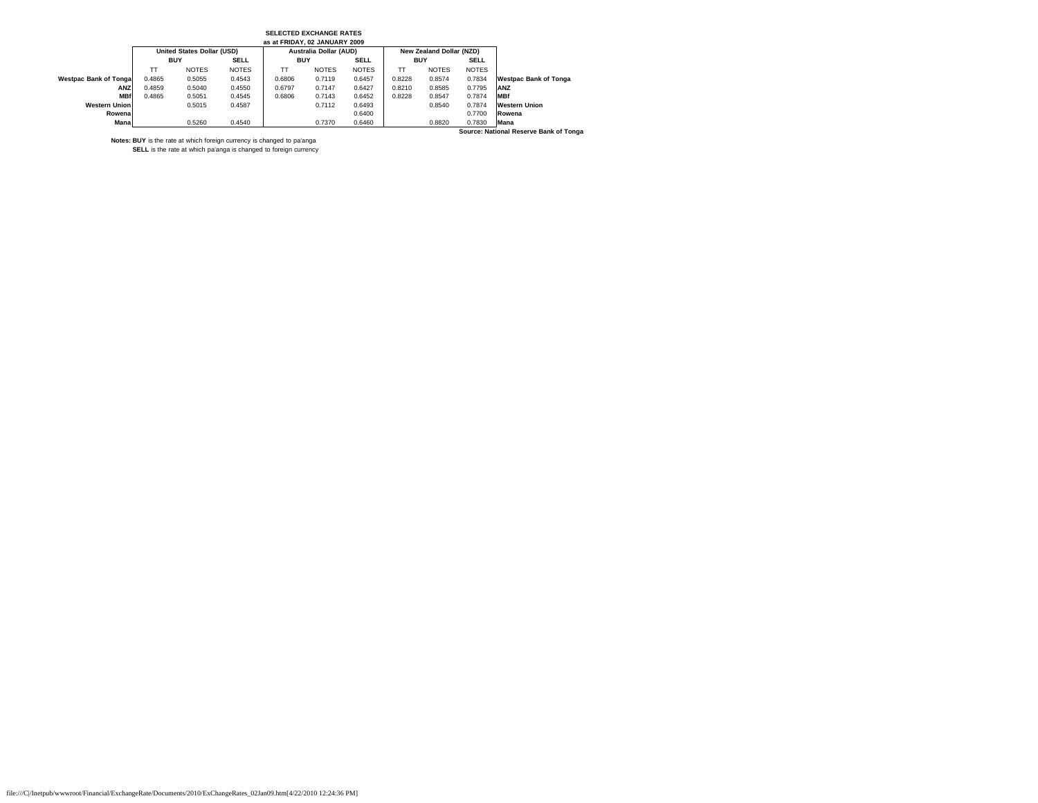**SELECTED EXCHANGE RATES**
**as at FRIDAY, 02 JANUARY 2009**

| | United States Dollar (USD) | | | Australia Dollar (AUD) | | | New Zealand Dollar (NZD) | | | |
|---|---|---|---|---|---|---|---|---|---|---|
| | BUY | | SELL | BUY | | SELL | BUY | | SELL | |
| | TT | NOTES | NOTES | TT | NOTES | NOTES | TT | NOTES | NOTES | |
| **Westpac Bank of Tonga** | 0.4865 | 0.5055 | 0.4543 | 0.6806 | 0.7119 | 0.6457 | 0.8228 | 0.8574 | 0.7834 | **Westpac Bank of Tonga** |
| **ANZ** | 0.4859 | 0.5040 | 0.4550 | 0.6797 | 0.7147 | 0.6427 | 0.8210 | 0.8585 | 0.7795 | **ANZ** |
| **MBf** | 0.4865 | 0.5051 | 0.4545 | 0.6806 | 0.7143 | 0.6452 | 0.8228 | 0.8547 | 0.7874 | **MBf** |
| **Western Union** | | 0.5015 | 0.4587 | | 0.7112 | 0.6493 | | 0.8540 | 0.7874 | **Western Union** |
| **Rowena** | | | | | | 0.6400 | | | 0.7700 | **Rowena** |
| **Mana** | | 0.5260 | 0.4540 | | 0.7370 | 0.6460 | | 0.8820 | 0.7830 | **Mana** |

**Source: National Reserve Bank of Tonga**

**Notes: BUY** is the rate at which foreign currency is changed to pa'anga
**SELL** is the rate at which pa'anga is changed to foreign currency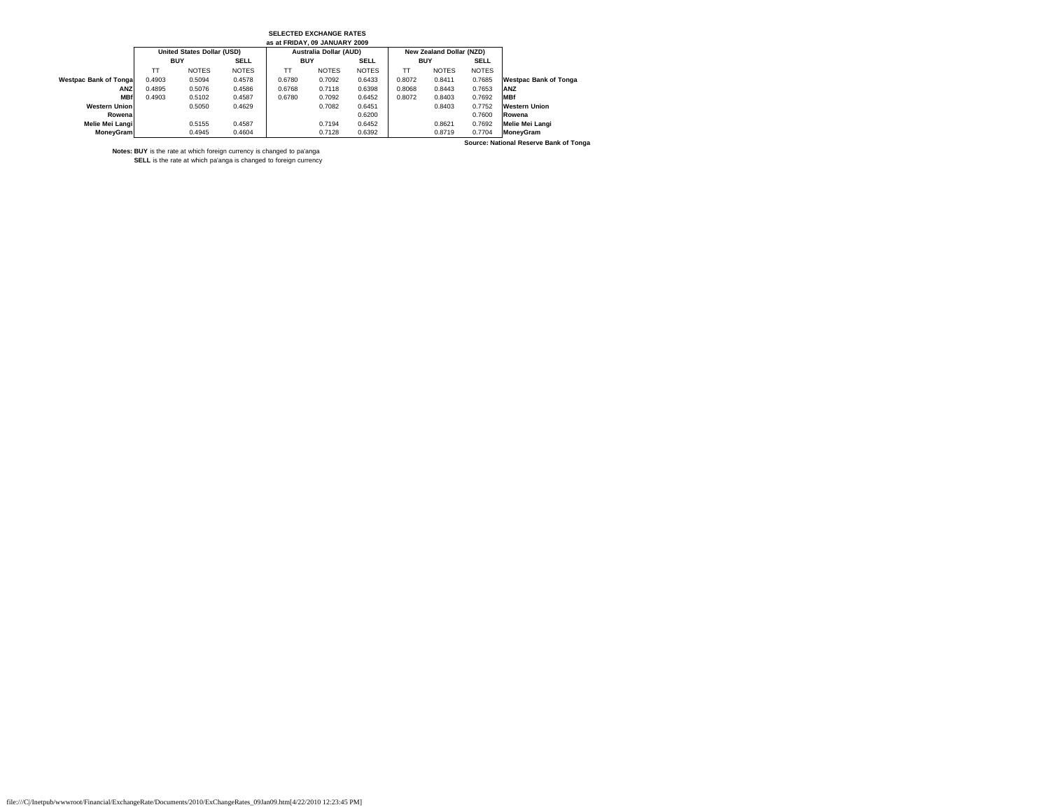**SELECTED EXCHANGE RATES**
**as at FRIDAY, 09 JANUARY 2009**

| | United States Dollar (USD) | | | Australia Dollar (AUD) | | | New Zealand Dollar (NZD) | | | |
|---|---|---|---|---|---|---|---|---|---|---|
| | BUY | | SELL | BUY | | SELL | BUY | | SELL | |
| | TT | NOTES | NOTES | TT | NOTES | NOTES | TT | NOTES | NOTES | |
| **Westpac Bank of Tonga** | 0.4903 | 0.5094 | 0.4578 | 0.6780 | 0.7092 | 0.6433 | 0.8072 | 0.8411 | 0.7685 | **Westpac Bank of Tonga** |
| **ANZ** | 0.4895 | 0.5076 | 0.4586 | 0.6768 | 0.7118 | 0.6398 | 0.8068 | 0.8443 | 0.7653 | **ANZ** |
| **MBf** | 0.4903 | 0.5102 | 0.4587 | 0.6780 | 0.7092 | 0.6452 | 0.8072 | 0.8403 | 0.7692 | **MBf** |
| **Western Union** | | 0.5050 | 0.4629 | | 0.7082 | 0.6451 | | 0.8403 | 0.7752 | **Western Union** |
| **Rowena** | | | | | | 0.6200 | | | 0.7600 | **Rowena** |
| **Melie Mei Langi** | | 0.5155 | 0.4587 | | 0.7194 | 0.6452 | | 0.8621 | 0.7692 | **Melie Mei Langi** |
| **MoneyGram** | | 0.4945 | 0.4604 | | 0.7128 | 0.6392 | | 0.8719 | 0.7704 | **MoneyGram** |

**Source: National Reserve Bank of Tonga**

**Notes: BUY** is the rate at which foreign currency is changed to pa'anga
**SELL** is the rate at which pa'anga is changed to foreign currency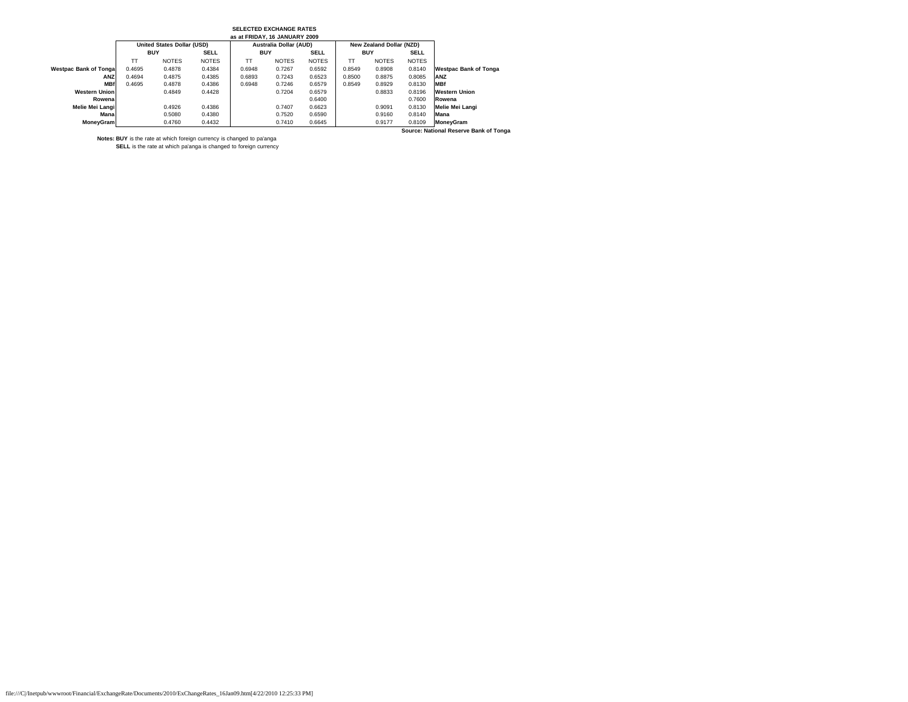# SELECTED EXCHANGE RATES

**as at FRIDAY, 16 JANUARY 2009**

| | United States Dollar (USD) | | | Australia Dollar (AUD) | | | New Zealand Dollar (NZD) | | | |
|---|---|---|---|---|---|---|---|---|---|---|
| | BUY | | SELL | BUY | | SELL | BUY | | SELL | |
| | TT | NOTES | NOTES | TT | NOTES | NOTES | TT | NOTES | NOTES | |
| **Westpac Bank of Tonga** | 0.4695 | 0.4878 | 0.4384 | 0.6948 | 0.7267 | 0.6592 | 0.8549 | 0.8908 | 0.8140 | **Westpac Bank of Tonga** |
| **ANZ** | 0.4694 | 0.4875 | 0.4385 | 0.6893 | 0.7243 | 0.6523 | 0.8500 | 0.8875 | 0.8085 | **ANZ** |
| **MBf** | 0.4695 | 0.4878 | 0.4386 | 0.6948 | 0.7246 | 0.6579 | 0.8549 | 0.8929 | 0.8130 | **MBf** |
| **Western Union** | | 0.4849 | 0.4428 | | 0.7204 | 0.6579 | | 0.8833 | 0.8196 | **Western Union** |
| **Rowena** | | | | | | 0.6400 | | | 0.7600 | **Rowena** |
| **Melie Mei Langi** | | 0.4926 | 0.4386 | | 0.7407 | 0.6623 | | 0.9091 | 0.8130 | **Melie Mei Langi** |
| **Mana** | | 0.5080 | 0.4380 | | 0.7520 | 0.6590 | | 0.9160 | 0.8140 | **Mana** |
| **MoneyGram** | | 0.4760 | 0.4432 | | 0.7410 | 0.6645 | | 0.9177 | 0.8109 | **MoneyGram** |

**Source: National Reserve Bank of Tonga**

**Notes: BUY** is the rate at which foreign currency is changed to pa'anga

**SELL** is the rate at which pa'anga is changed to foreign currency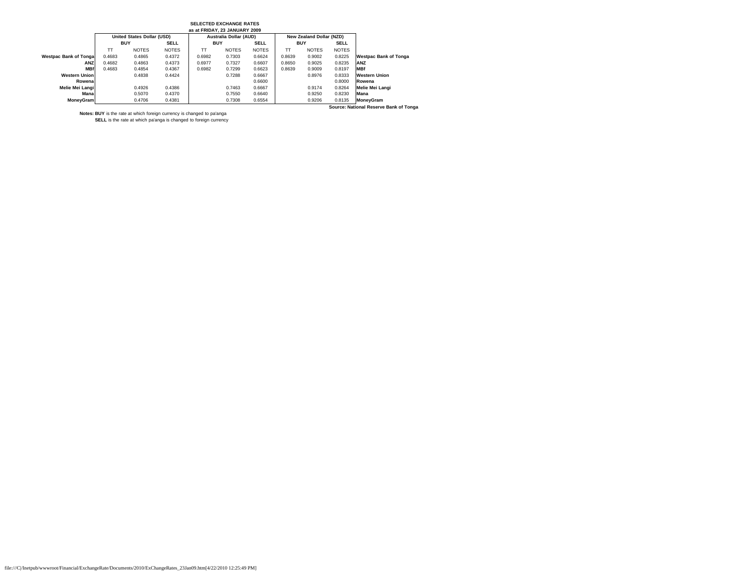**SELECTED EXCHANGE RATES**
**as at FRIDAY, 23 JANUARY 2009**

| | United States Dollar (USD) | | | Australia Dollar (AUD) | | | New Zealand Dollar (NZD) | | | |
|---|---|---|---|---|---|---|---|---|---|---|
| | BUY | | SELL | BUY | | SELL | BUY | | SELL | |
| | TT | NOTES | NOTES | TT | NOTES | NOTES | TT | NOTES | NOTES | |
| **Westpac Bank of Tonga** | 0.4683 | 0.4865 | 0.4372 | 0.6982 | 0.7303 | 0.6624 | 0.8639 | 0.9002 | 0.8225 | **Westpac Bank of Tonga** |
| **ANZ** | 0.4682 | 0.4863 | 0.4373 | 0.6977 | 0.7327 | 0.6607 | 0.8650 | 0.9025 | 0.8235 | **ANZ** |
| **MBf** | 0.4683 | 0.4854 | 0.4367 | 0.6982 | 0.7299 | 0.6623 | 0.8639 | 0.9009 | 0.8197 | **MBf** |
| **Western Union** | | 0.4838 | 0.4424 | | 0.7288 | 0.6667 | | 0.8976 | 0.8333 | **Western Union** |
| **Rowena** | | | | | | 0.6600 | | | 0.8000 | **Rowena** |
| **Melie Mei Langi** | | 0.4926 | 0.4386 | | 0.7463 | 0.6667 | | 0.9174 | 0.8264 | **Melie Mei Langi** |
| **Mana** | | 0.5070 | 0.4370 | | 0.7550 | 0.6640 | | 0.9250 | 0.8230 | **Mana** |
| **MoneyGram** | | 0.4706 | 0.4381 | | 0.7308 | 0.6554 | | 0.9206 | 0.8135 | **MoneyGram** |

**Source: National Reserve Bank of Tonga**

**Notes: BUY** is the rate at which foreign currency is changed to pa'anga
**SELL** is the rate at which pa'anga is changed to foreign currency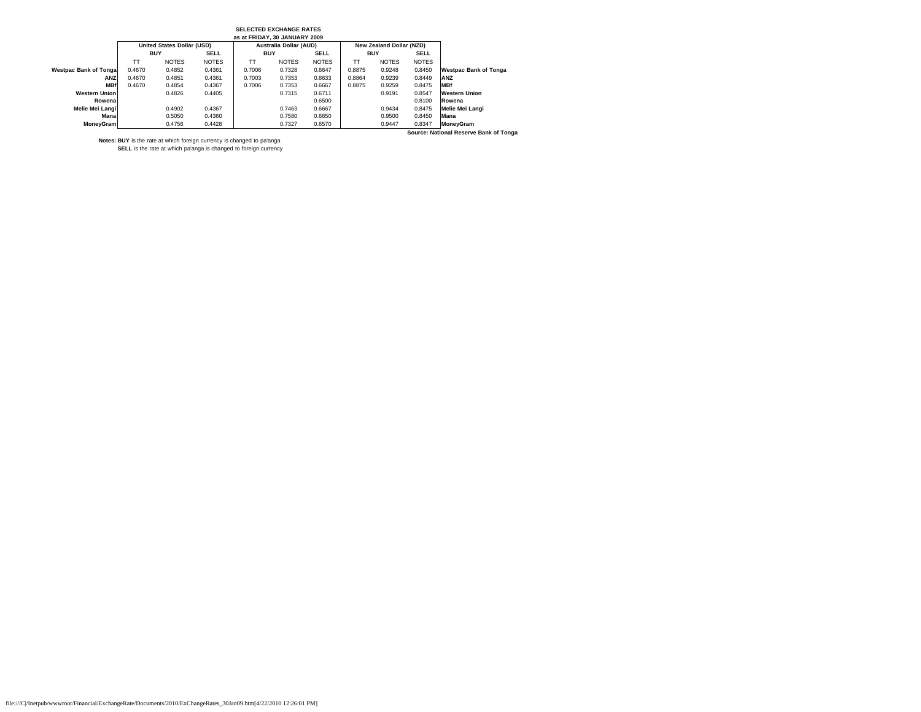**SELECTED EXCHANGE RATES**
**as at FRIDAY, 30 JANUARY 2009**

| | United States Dollar (USD) | | | Australia Dollar (AUD) | | | New Zealand Dollar (NZD) | | | |
|---|---|---|---|---|---|---|---|---|---|---|
| | BUY | | SELL | BUY | | SELL | BUY | | SELL | |
| | TT | NOTES | NOTES | TT | NOTES | NOTES | TT | NOTES | NOTES | |
| **Westpac Bank of Tonga** | 0.4670 | 0.4852 | 0.4361 | 0.7006 | 0.7328 | 0.6647 | 0.8875 | 0.9248 | 0.8450 | **Westpac Bank of Tonga** |
| **ANZ** | 0.4670 | 0.4851 | 0.4361 | 0.7003 | 0.7353 | 0.6633 | 0.8864 | 0.9239 | 0.8449 | **ANZ** |
| **MBf** | 0.4670 | 0.4854 | 0.4367 | 0.7006 | 0.7353 | 0.6667 | 0.8875 | 0.9259 | 0.8475 | **MBf** |
| **Western Union** | | 0.4826 | 0.4405 | | 0.7315 | 0.6711 | | 0.9191 | 0.8547 | **Western Union** |
| **Rowena** | | | | | | 0.6500 | | | 0.8100 | **Rowena** |
| **Melie Mei Langi** | | 0.4902 | 0.4367 | | 0.7463 | 0.6667 | | 0.9434 | 0.8475 | **Melie Mei Langi** |
| **Mana** | | 0.5050 | 0.4360 | | 0.7580 | 0.6650 | | 0.9500 | 0.8450 | **Mana** |
| **MoneyGram** | | 0.4756 | 0.4428 | | 0.7327 | 0.6570 | | 0.9447 | 0.8347 | **MoneyGram** |

**Source: National Reserve Bank of Tonga**

**Notes: BUY** is the rate at which foreign currency is changed to pa'anga
**SELL** is the rate at which pa'anga is changed to foreign currency